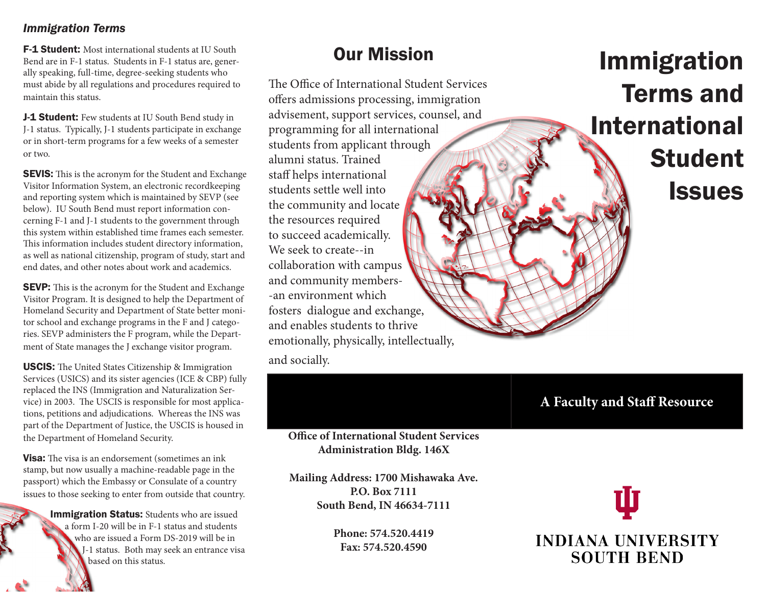### *Immigration Terms*

**F-1 Student:** Most international students at IU South Bend are in F-1 status. Students in F-1 status are, generally speaking, full-time, degree-seeking students who must abide by all regulations and procedures required to maintain this status.

**J-1 Student:** Few students at IU South Bend study in J-1 status. Typically, J-1 students participate in exchange or in short-term programs for a few weeks of a semester or two.

**SEVIS:** This is the acronym for the Student and Exchange Visitor Information System, an electronic recordkeeping and reporting system which is maintained by SEVP (see below). IU South Bend must report information concerning F-1 and J-1 students to the government through this system within established time frames each semester. This information includes student directory information, as well as national citizenship, program of study, start and end dates, and other notes about work and academics.

**SEVP:** This is the acronym for the Student and Exchange Visitor Program. It is designed to help the Department of Homeland Security and Department of State better monitor school and exchange programs in the F and J categories. SEVP administers the F program, while the Department of State manages the J exchange visitor program.

**USCIS:** The United States Citizenship & Immigration Services (USICS) and its sister agencies (ICE & CBP) fully replaced the INS (Immigration and Naturalization Service) in 2003. The USCIS is responsible for most applications, petitions and adjudications. Whereas the INS was part of the Department of Justice, the USCIS is housed in the Department of Homeland Security.

**Visa:** The visa is an endorsement (sometimes an ink stamp, but now usually a machine-readable page in the passport) which the Embassy or Consulate of a country issues to those seeking to enter from outside that country.

**Immigration Status:** Students who are issued a form I-20 will be in F-1 status and students who are issued a Form DS-2019 will be in J-1 status. Both may seek an entrance visa based on this status.

## Our Mission

The Office of International Student Services offers admissions processing, immigration advisement, support services, counsel, and programming for all international students from applicant through alumni status. Trained staff helps international students settle well into the community and locate the resources required to succeed academically. We seek to create--in collaboration with campus and community members--an environment which fosters dialogue and exchange, and enables students to thrive emotionally, physically, intellectually, and socially.

**Office of International Student Services**
**Administration Bldg. 146X**

**Mailing Address: 1700 Mishawaka Ave.**
**P.O. Box 7111**
**South Bend, IN 46634-7111**

**Phone: 574.520.4419**
**Fax: 574.520.4590**

# Immigration Terms and International Student Issues

**A Faculty and Staff Resource**

INDIANA UNIVERSITY
SOUTH BEND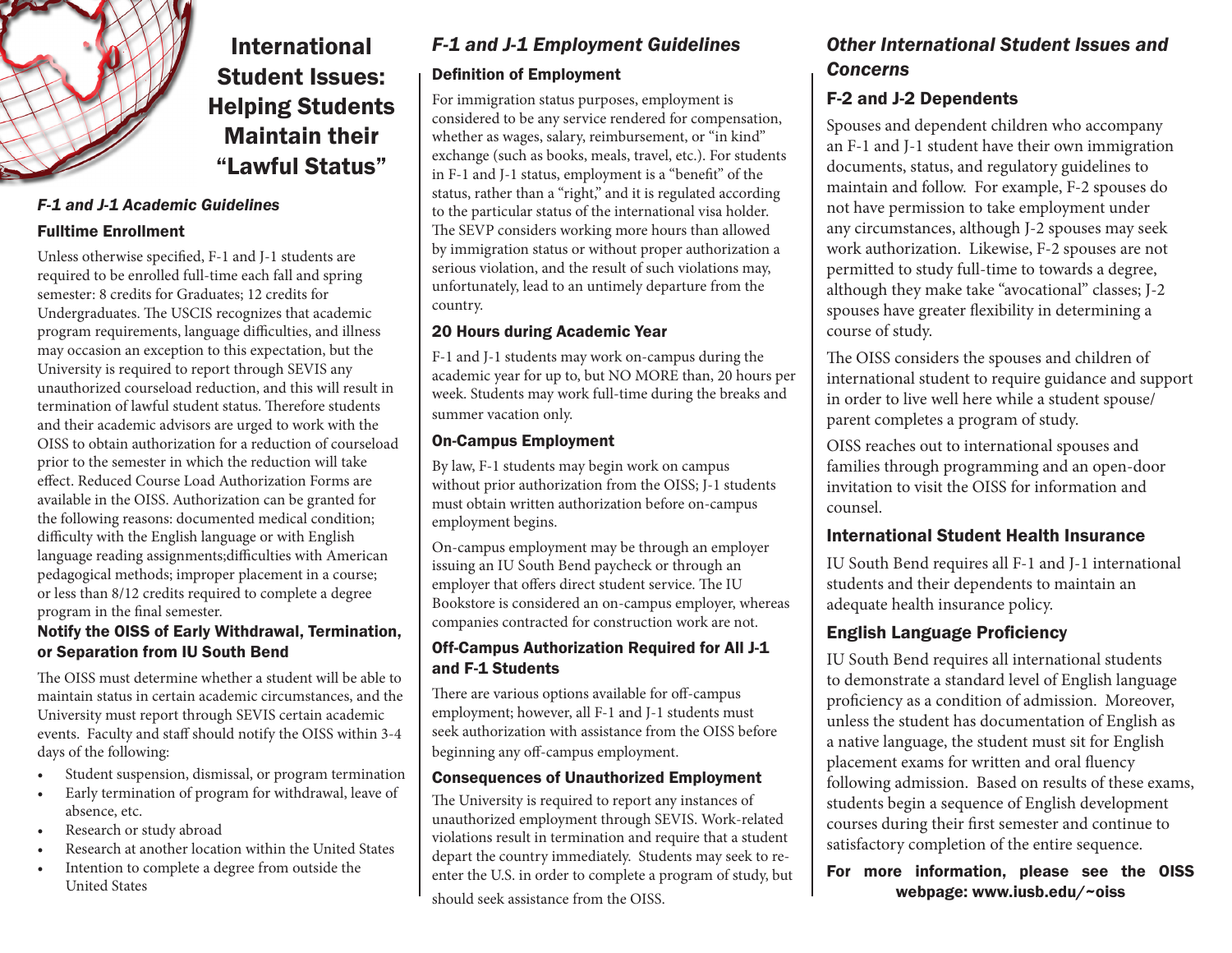# International Student Issues: Helping Students Maintain their "Lawful Status"

## *F-1 and J-1 Academic Guidelines*

### Fulltime Enrollment

Unless otherwise specified, F-1 and J-1 students are required to be enrolled full-time each fall and spring semester: 8 credits for Graduates; 12 credits for Undergraduates. The USCIS recognizes that academic program requirements, language difficulties, and illness may occasion an exception to this expectation, but the University is required to report through SEVIS any unauthorized courseload reduction, and this will result in termination of lawful student status. Therefore students and their academic advisors are urged to work with the OISS to obtain authorization for a reduction of courseload prior to the semester in which the reduction will take effect. Reduced Course Load Authorization Forms are available in the OISS. Authorization can be granted for the following reasons: documented medical condition; difficulty with the English language or with English language reading assignments;difficulties with American pedagogical methods; improper placement in a course; or less than 8/12 credits required to complete a degree program in the final semester.

### Notify the OISS of Early Withdrawal, Termination, or Separation from IU South Bend

The OISS must determine whether a student will be able to maintain status in certain academic circumstances, and the University must report through SEVIS certain academic events. Faculty and staff should notify the OISS within 3-4 days of the following:

- Student suspension, dismissal, or program termination
- Early termination of program for withdrawal, leave of absence, etc.
- Research or study abroad
- Research at another location within the United States
- Intention to complete a degree from outside the United States

## *F-1 and J-1 Employment Guidelines*

### Definition of Employment

For immigration status purposes, employment is considered to be any service rendered for compensation, whether as wages, salary, reimbursement, or "in kind" exchange (such as books, meals, travel, etc.). For students in F-1 and J-1 status, employment is a "benefit" of the status, rather than a "right," and it is regulated according to the particular status of the international visa holder. The SEVP considers working more hours than allowed by immigration status or without proper authorization a serious violation, and the result of such violations may, unfortunately, lead to an untimely departure from the country.

### 20 Hours during Academic Year

F-1 and J-1 students may work on-campus during the academic year for up to, but NO MORE than, 20 hours per week. Students may work full-time during the breaks and summer vacation only.

### On-Campus Employment

By law, F-1 students may begin work on campus without prior authorization from the OISS; J-1 students must obtain written authorization before on-campus employment begins.

On-campus employment may be through an employer issuing an IU South Bend paycheck or through an employer that offers direct student service. The IU Bookstore is considered an on-campus employer, whereas companies contracted for construction work are not.

### Off-Campus Authorization Required for All J-1 and F-1 Students

There are various options available for off-campus employment; however, all F-1 and J-1 students must seek authorization with assistance from the OISS before beginning any off-campus employment.

### Consequences of Unauthorized Employment

The University is required to report any instances of unauthorized employment through SEVIS. Work-related violations result in termination and require that a student depart the country immediately. Students may seek to re-enter the U.S. in order to complete a program of study, but should seek assistance from the OISS.

## *Other International Student Issues and Concerns*

### F-2 and J-2 Dependents

Spouses and dependent children who accompany an F-1 and J-1 student have their own immigration documents, status, and regulatory guidelines to maintain and follow. For example, F-2 spouses do not have permission to take employment under any circumstances, although J-2 spouses may seek work authorization. Likewise, F-2 spouses are not permitted to study full-time to towards a degree, although they make take "avocational" classes; J-2 spouses have greater flexibility in determining a course of study.

The OISS considers the spouses and children of international student to require guidance and support in order to live well here while a student spouse/parent completes a program of study.

OISS reaches out to international spouses and families through programming and an open-door invitation to visit the OISS for information and counsel.

### International Student Health Insurance

IU South Bend requires all F-1 and J-1 international students and their dependents to maintain an adequate health insurance policy.

### English Language Proficiency

IU South Bend requires all international students to demonstrate a standard level of English language proficiency as a condition of admission. Moreover, unless the student has documentation of English as a native language, the student must sit for English placement exams for written and oral fluency following admission. Based on results of these exams, students begin a sequence of English development courses during their first semester and continue to satisfactory completion of the entire sequence.

**For more information, please see the OISS webpage: www.iusb.edu/~oiss**